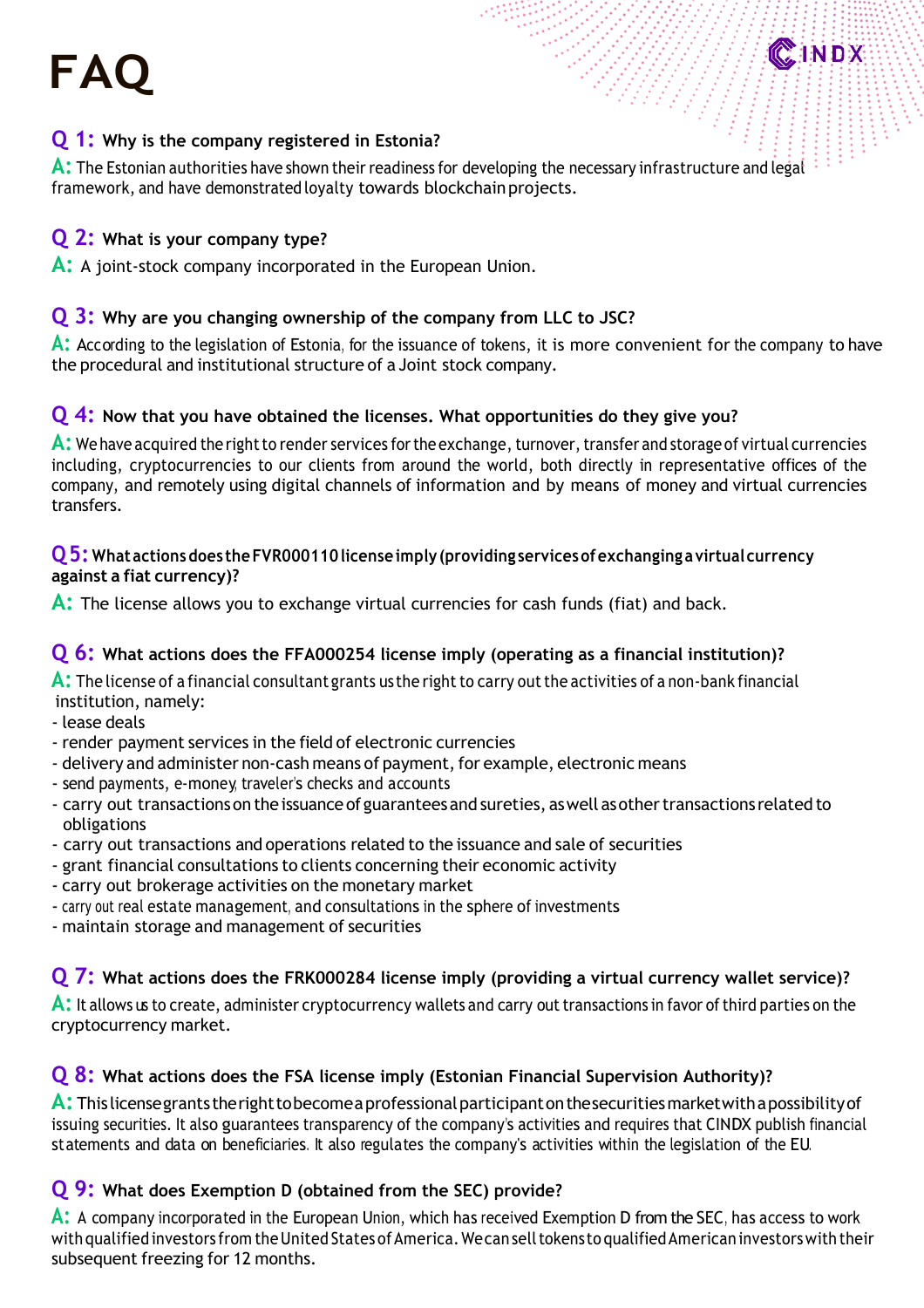# FAQ

CINDX

**Q 1: Why is the company registered in Estonia?**

**A:** The Estonian authorities have shown their readiness for developing the necessary infrastructure and legal framework, and have demonstrated loyalty towards blockchain projects.

**Q 2: What is your company type?**

**A:** A joint-stock company incorporated in the European Union.

**Q 3: Why are you changing ownership of the company from LLC to JSC?**

**A:** According to the legislation of Estonia, for the issuance of tokens, it is more convenient for the company to have the procedural and institutional structure of a Joint stock company.

**Q 4: Now that you have obtained the licenses. What opportunities do they give you?**

**A:** We have acquired the right to render services for the exchange, turnover, transfer and storage of virtual currencies including, cryptocurrencies to our clients from around the world, both directly in representative offices of the company, and remotely using digital channels of information and by means of money and virtual currencies transfers.

**Q 5: What actions does the FVR000110 license imply (providing services of exchanging a virtual currency against a fiat currency)?**

**A:** The license allows you to exchange virtual currencies for cash funds (fiat) and back.

**Q 6: What actions does the FFA000254 license imply (operating as a financial institution)?**

**A:** The license of a financial consultant grants us the right to carry out the activities of a non-bank financial institution, namely:

- lease deals
- render payment services in the field of electronic currencies
- delivery and administer non-cash means of payment, for example, electronic means
- send payments, e-money, traveler's checks and accounts
- carry out transactions on the issuance of guarantees and sureties, as well as other transactions related to obligations
- carry out transactions and operations related to the issuance and sale of securities
- grant financial consultations to clients concerning their economic activity
- carry out brokerage activities on the monetary market
- carry out real estate management, and consultations in the sphere of investments
- maintain storage and management of securities

**Q 7: What actions does the FRK000284 license imply (providing a virtual currency wallet service)?**

**A:** It allows us to create, administer cryptocurrency wallets and carry out transactions in favor of third parties on the cryptocurrency market.

**Q 8: What actions does the FSA license imply (Estonian Financial Supervision Authority)?**

**A:** This license grants the right to become a professional participant on the securities market with a possibility of issuing securities. It also guarantees transparency of the company's activities and requires that CINDX publish financial statements and data on beneficiaries. It also regulates the company's activities within the legislation of the EU.

**Q 9: What does Exemption D (obtained from the SEC) provide?**

**A:** A company incorporated in the European Union, which has received Exemption D from the SEC, has access to work with qualified investors from the United States of America. We can sell tokens to qualified American investors with their subsequent freezing for 12 months.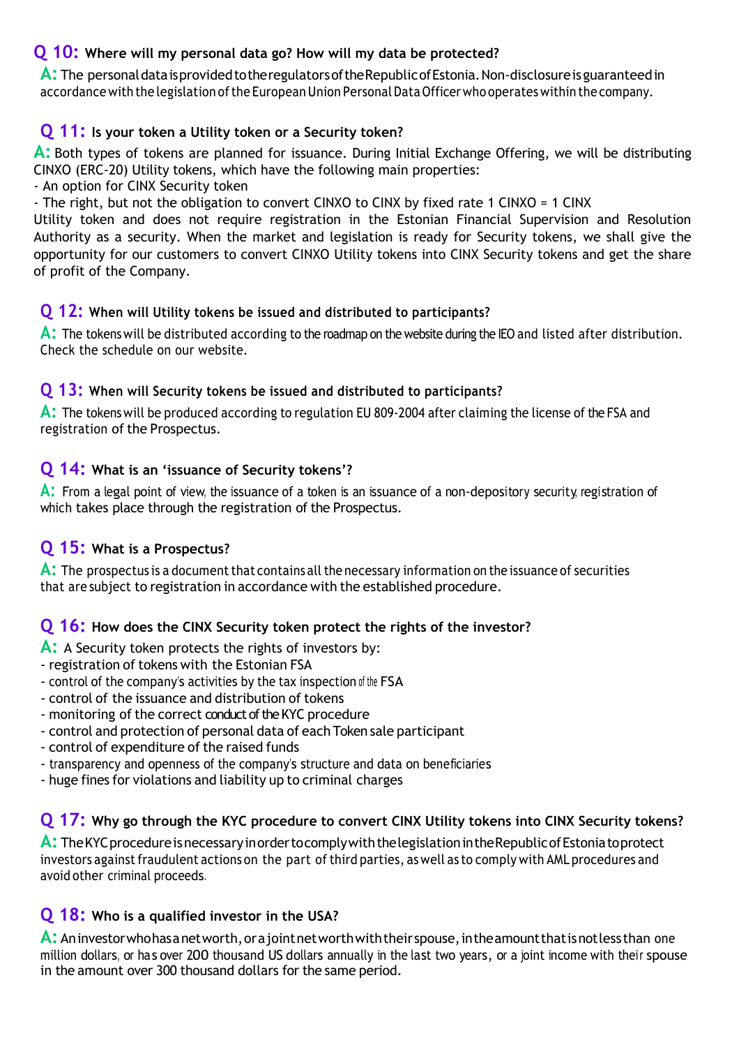## Q 10: Where will my personal data go? How will my data be protected?

**A:** The personal data is provided to the regulators of the Republic of Estonia. Non-disclosure is guaranteed in accordance with the legislation of the European Union Personal Data Officer who operates within the company.

## Q 11: Is your token a Utility token or a Security token?

**A:** Both types of tokens are planned for issuance. During Initial Exchange Offering, we will be distributing CINXO (ERC-20) Utility tokens, which have the following main properties:

- An option for CINX Security token
- The right, but not the obligation to convert CINXO to CINX by fixed rate 1 CINXO = 1 CINX

Utility token and does not require registration in the Estonian Financial Supervision and Resolution Authority as a security. When the market and legislation is ready for Security tokens, we shall give the opportunity for our customers to convert CINXO Utility tokens into CINX Security tokens and get the share of profit of the Company.

## Q 12: When will Utility tokens be issued and distributed to participants?

**A:** The tokens will be distributed according to the roadmap on the website during the IEO and listed after distribution. Check the schedule on our website.

## Q 13: When will Security tokens be issued and distributed to participants?

**A:** The tokens will be produced according to regulation EU 809-2004 after claiming the license of the FSA and registration of the Prospectus.

## Q 14: What is an 'issuance of Security tokens'?

**A:** From a legal point of view, the issuance of a token is an issuance of a non-depository security, registration of which takes place through the registration of the Prospectus.

## Q 15: What is a Prospectus?

**A:** The prospectus is a document that contains all the necessary information on the issuance of securities that are subject to registration in accordance with the established procedure.

## Q 16: How does the CINX Security token protect the rights of the investor?

**A:** A Security token protects the rights of investors by:

- registration of tokens with the Estonian FSA
- control of the company's activities by the tax inspection of the FSA
- control of the issuance and distribution of tokens
- monitoring of the correct conduct of the KYC procedure
- control and protection of personal data of each Token sale participant
- control of expenditure of the raised funds
- transparency and openness of the company's structure and data on beneficiaries
- huge fines for violations and liability up to criminal charges

## Q 17: Why go through the KYC procedure to convert CINX Utility tokens into CINX Security tokens?

**A:** The KYC procedure is necessary in order to comply with the legislation in the Republic of Estonia to protect investors against fraudulent actions on the part of third parties, as well as to comply with AML procedures and avoid other criminal proceeds.

## Q 18: Who is a qualified investor in the USA?

**A:** An investor who has a net worth, or a joint net worth with their spouse, in the amount that is not less than one million dollars, or has over 200 thousand US dollars annually in the last two years, or a joint income with their spouse in the amount over 300 thousand dollars for the same period.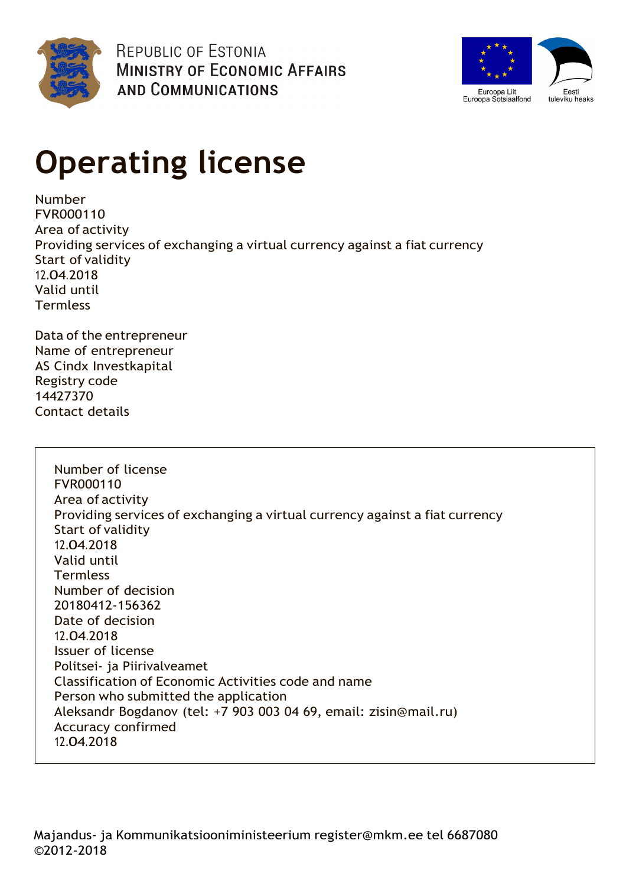Republic of Estonia
Ministry of Economic Affairs
and Communications

Euroopa Liit
Euroopa Sotsiaalfond

Eesti
tuleviku heaks

# Operating license

Number
FVR000110
Area of activity
Providing services of exchanging a virtual currency against a fiat currency
Start of validity
12.04.2018
Valid until
Termless

Data of the entrepreneur
Name of entrepreneur
AS Cindx Investkapital
Registry code
14427370
Contact details

Number of license
FVR000110
Area of activity
Providing services of exchanging a virtual currency against a fiat currency
Start of validity
12.04.2018
Valid until
Termless
Number of decision
20180412-156362
Date of decision
12.04.2018
Issuer of license
Politsei- ja Piirivalveamet
Classification of Economic Activities code and name
Person who submitted the application
Aleksandr Bogdanov (tel: +7 903 003 04 69, email: zisin@mail.ru)
Accuracy confirmed
12.04.2018

Majandus- ja Kommunikatsiooniministeerium register@mkm.ee tel 6687080
©2012-2018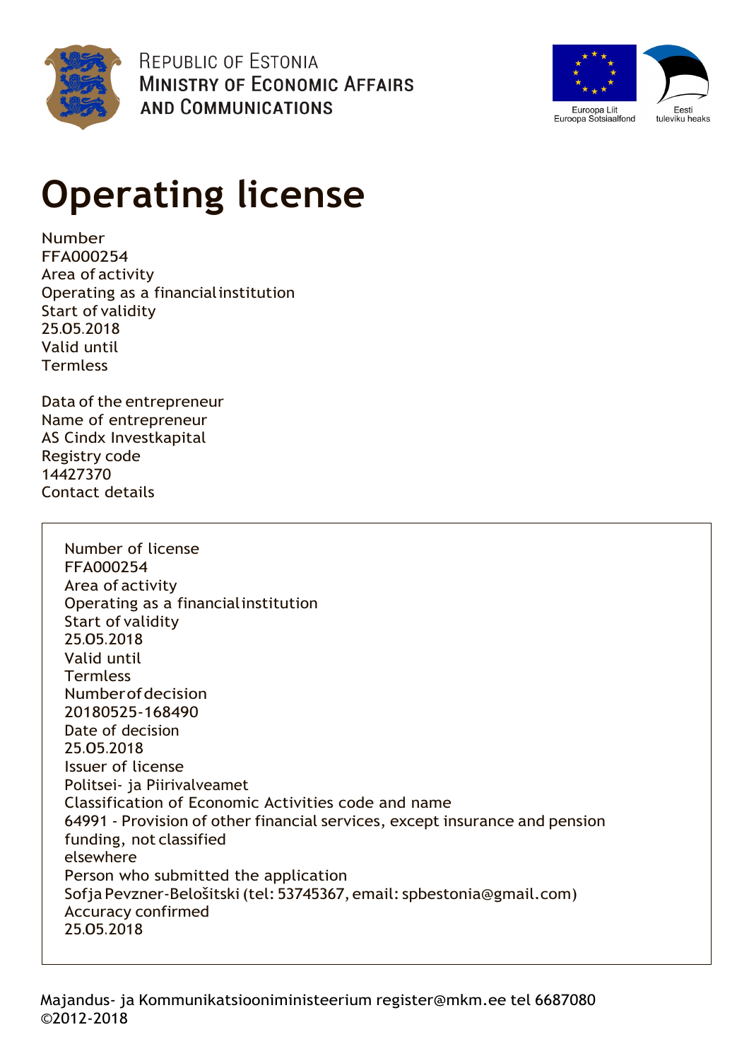REPUBLIC OF ESTONIA
MINISTRY OF ECONOMIC AFFAIRS
AND COMMUNICATIONS

Euroopa Liit
Euroopa Sotsiaalfond

Eesti
tuleviku heaks

# Operating license

Number
FFA000254
Area of activity
Operating as a financial institution
Start of validity
25.05.2018
Valid until
Termless

Data of the entrepreneur
Name of entrepreneur
AS Cindx Investkapital
Registry code
14427370
Contact details

Number of license
FFA000254
Area of activity
Operating as a financial institution
Start of validity
25.05.2018
Valid until
Termless
Number of decision
20180525-168490
Date of decision
25.05.2018
Issuer of license
Politsei- ja Piirivalveamet
Classification of Economic Activities code and name
64991 - Provision of other financial services, except insurance and pension funding, not classified elsewhere
Person who submitted the application
Sofja Pevzner-Belošitski (tel: 53745367, email: spbestonia@gmail.com)
Accuracy confirmed
25.05.2018

Majandus- ja Kommunikatsiooniministeerium register@mkm.ee tel 6687080
©2012-2018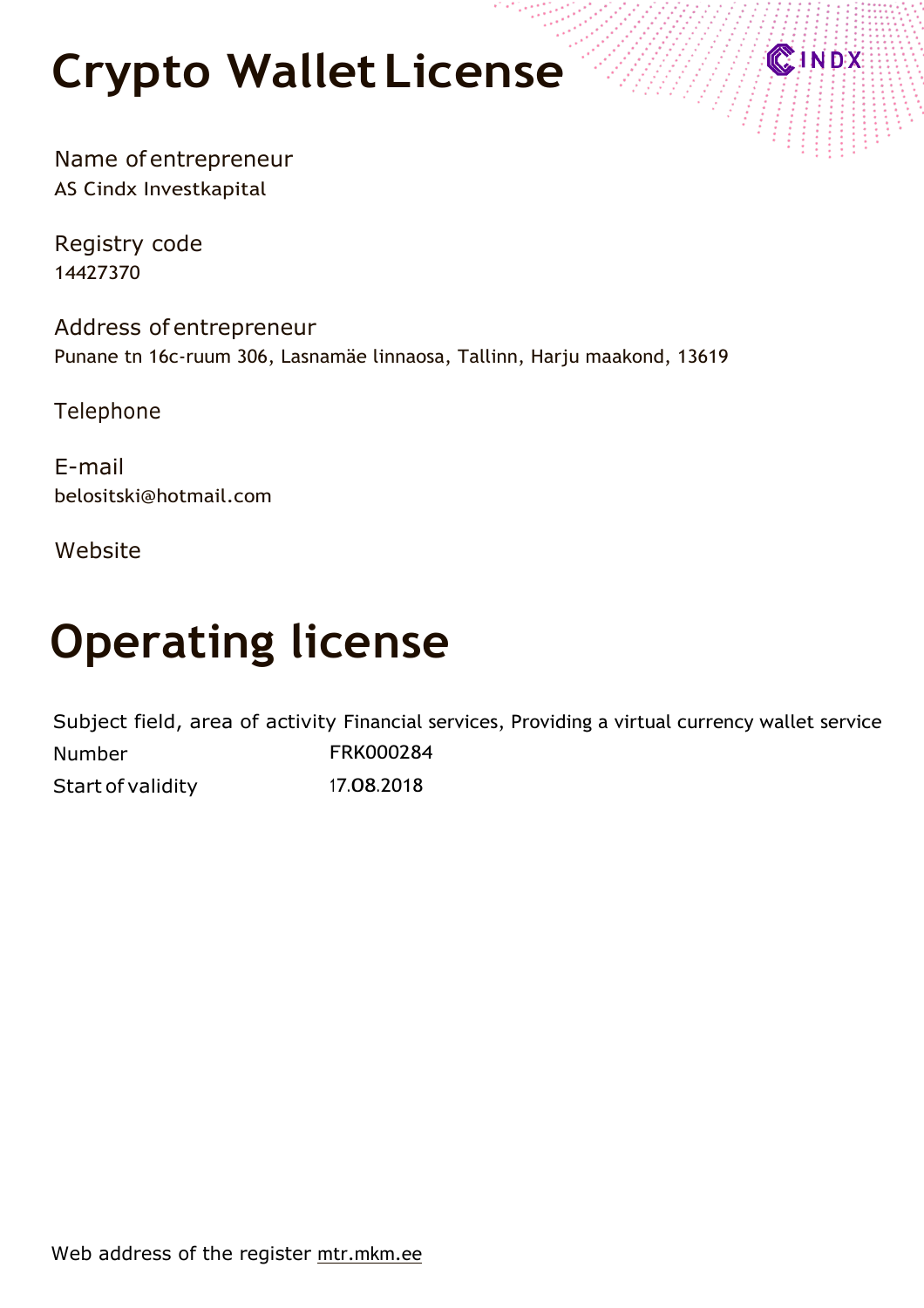# Crypto Wallet License

Name of entrepreneur
AS Cindx Investkapital

Registry code
14427370

Address of entrepreneur
Punane tn 16c-ruum 306, Lasnamäe linnaosa, Tallinn, Harju maakond, 13619

Telephone

E-mail
belositski@hotmail.com

Website

# Operating license

| | |
|---|---|
| Subject field, area of activity | Financial services, Providing a virtual currency wallet service |
| Number | FRK000284 |
| Start of validity | 17.08.2018 |

Web address of the register mtr.mkm.ee